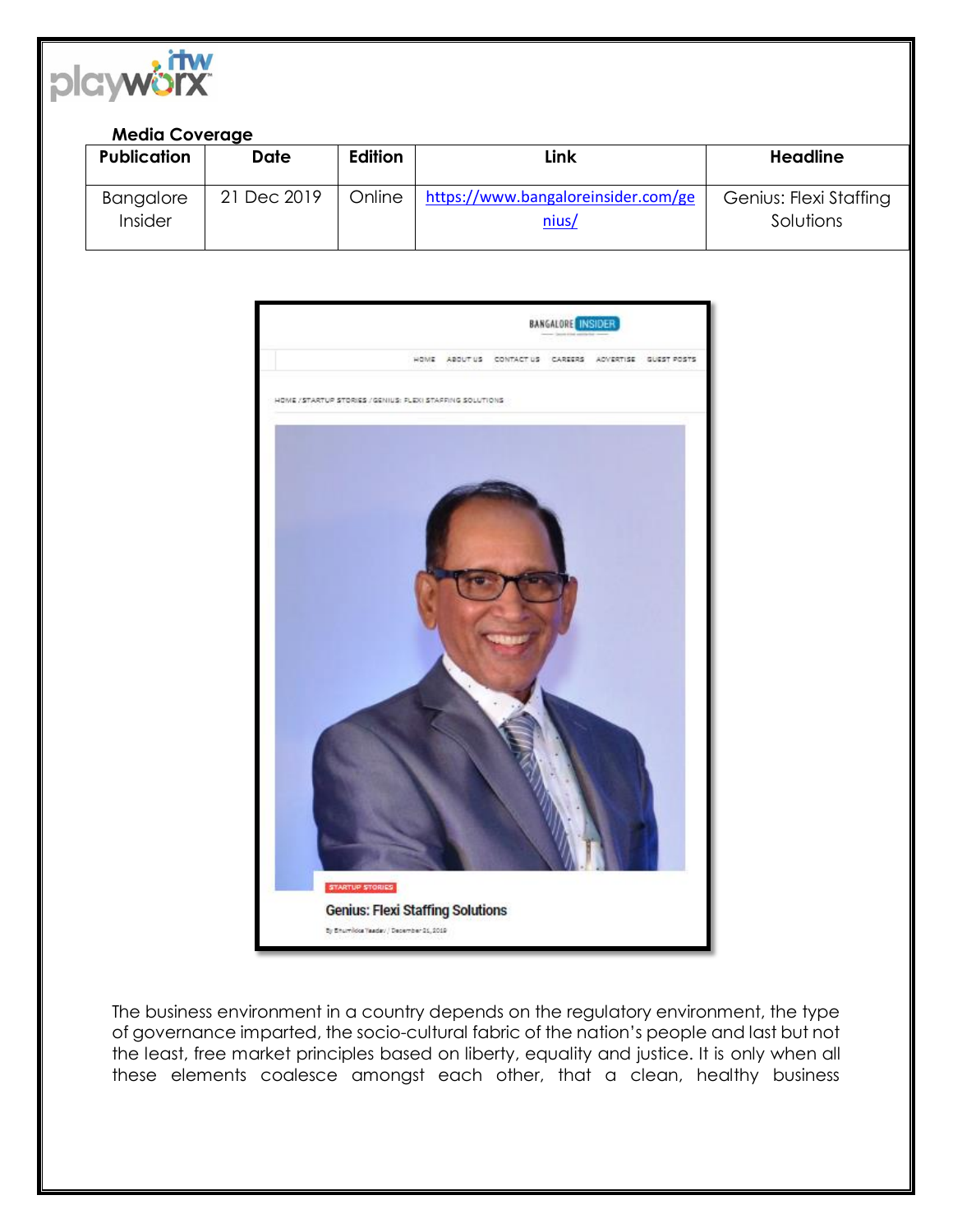**Media Coverage**

| Publication | Date | Edition | Link | Headline |
|---|---|---|---|---|
| Bangalore Insider | 21 Dec 2019 | Online | https://www.bangaloreinsider.com/genius/ | Genius: Flexi Staffing Solutions |

The business environment in a country depends on the regulatory environment, the type of governance imparted, the socio-cultural fabric of the nation's people and last but not the least, free market principles based on liberty, equality and justice. It is only when all these elements coalesce amongst each other, that a clean, healthy business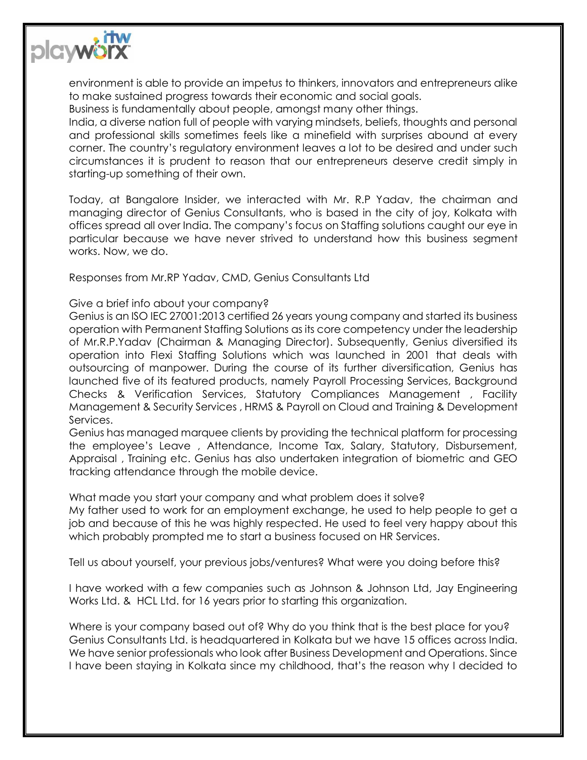environment is able to provide an impetus to thinkers, innovators and entrepreneurs alike to make sustained progress towards their economic and social goals.

Business is fundamentally about people, amongst many other things.

India, a diverse nation full of people with varying mindsets, beliefs, thoughts and personal and professional skills sometimes feels like a minefield with surprises abound at every corner. The country's regulatory environment leaves a lot to be desired and under such circumstances it is prudent to reason that our entrepreneurs deserve credit simply in starting-up something of their own.

Today, at Bangalore Insider, we interacted with Mr. R.P Yadav, the chairman and managing director of Genius Consultants, who is based in the city of joy, Kolkata with offices spread all over India. The company's focus on Staffing solutions caught our eye in particular because we have never strived to understand how this business segment works. Now, we do.

Responses from Mr.RP Yadav, CMD, Genius Consultants Ltd

Give a brief info about your company?

Genius is an ISO IEC 27001:2013 certified 26 years young company and started its business operation with Permanent Staffing Solutions as its core competency under the leadership of Mr.R.P.Yadav (Chairman & Managing Director). Subsequently, Genius diversified its operation into Flexi Staffing Solutions which was launched in 2001 that deals with outsourcing of manpower. During the course of its further diversification, Genius has launched five of its featured products, namely Payroll Processing Services, Background Checks & Verification Services, Statutory Compliances Management , Facility Management & Security Services , HRMS & Payroll on Cloud and Training & Development Services.

Genius has managed marquee clients by providing the technical platform for processing the employee's Leave , Attendance, Income Tax, Salary, Statutory, Disbursement, Appraisal , Training etc. Genius has also undertaken integration of biometric and GEO tracking attendance through the mobile device.

What made you start your company and what problem does it solve?

My father used to work for an employment exchange, he used to help people to get a job and because of this he was highly respected. He used to feel very happy about this which probably prompted me to start a business focused on HR Services.

Tell us about yourself, your previous jobs/ventures? What were you doing before this?

I have worked with a few companies such as Johnson & Johnson Ltd, Jay Engineering Works Ltd. & HCL Ltd. for 16 years prior to starting this organization.

Where is your company based out of? Why do you think that is the best place for you?

Genius Consultants Ltd. is headquartered in Kolkata but we have 15 offices across India. We have senior professionals who look after Business Development and Operations. Since I have been staying in Kolkata since my childhood, that's the reason why I decided to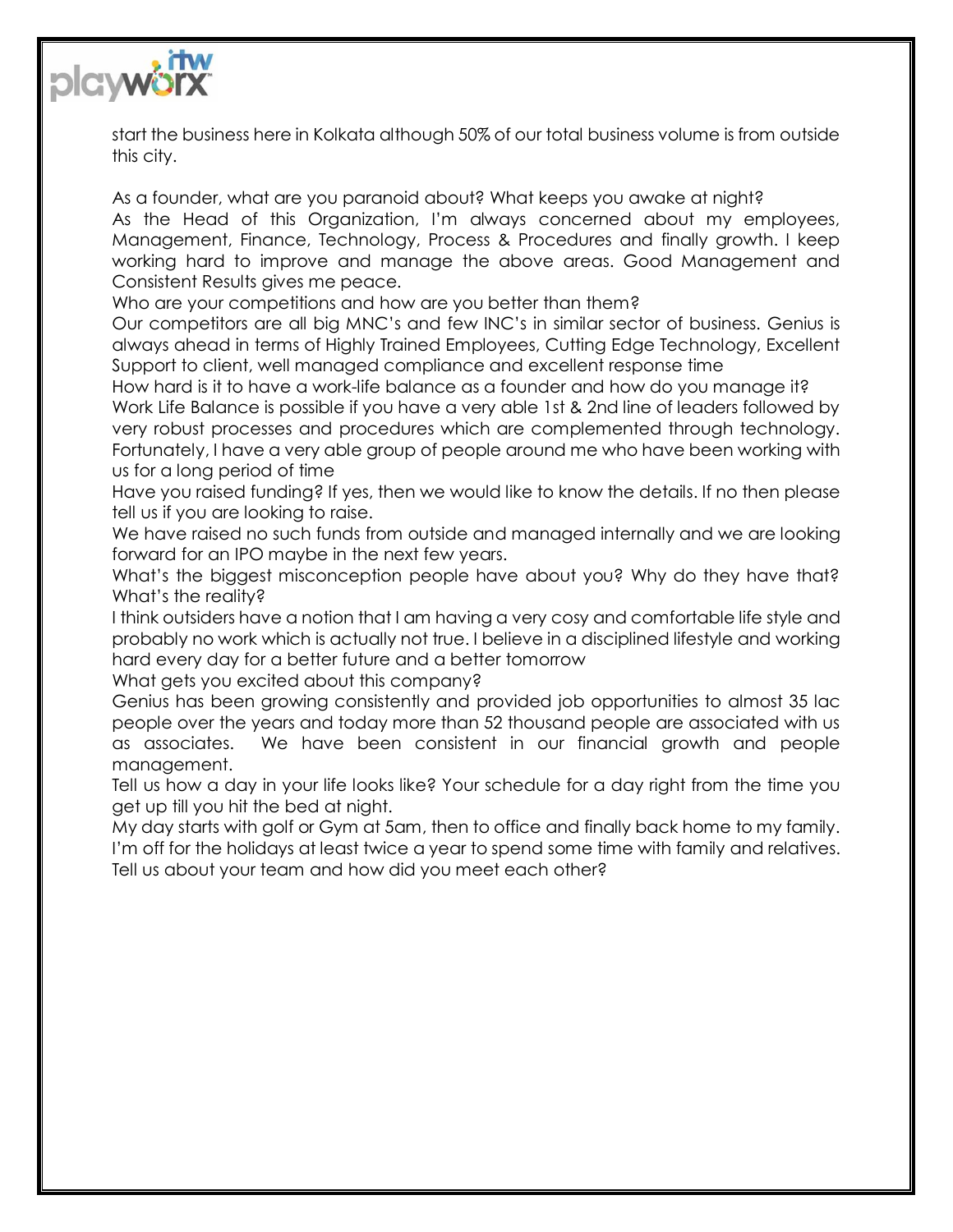start the business here in Kolkata although 50% of our total business volume is from outside this city.

As a founder, what are you paranoid about? What keeps you awake at night?
As the Head of this Organization, I'm always concerned about my employees, Management, Finance, Technology, Process & Procedures and finally growth. I keep working hard to improve and manage the above areas. Good Management and Consistent Results gives me peace.
Who are your competitions and how are you better than them?
Our competitors are all big MNC's and few INC's in similar sector of business. Genius is always ahead in terms of Highly Trained Employees, Cutting Edge Technology, Excellent Support to client, well managed compliance and excellent response time
How hard is it to have a work-life balance as a founder and how do you manage it?
Work Life Balance is possible if you have a very able 1st & 2nd line of leaders followed by very robust processes and procedures which are complemented through technology. Fortunately, I have a very able group of people around me who have been working with us for a long period of time
Have you raised funding? If yes, then we would like to know the details. If no then please tell us if you are looking to raise.
We have raised no such funds from outside and managed internally and we are looking forward for an IPO maybe in the next few years.
What's the biggest misconception people have about you? Why do they have that? What's the reality?
I think outsiders have a notion that I am having a very cosy and comfortable life style and probably no work which is actually not true. I believe in a disciplined lifestyle and working hard every day for a better future and a better tomorrow
What gets you excited about this company?
Genius has been growing consistently and provided job opportunities to almost 35 lac people over the years and today more than 52 thousand people are associated with us as associates. We have been consistent in our financial growth and people management.
Tell us how a day in your life looks like? Your schedule for a day right from the time you get up till you hit the bed at night.
My day starts with golf or Gym at 5am, then to office and finally back home to my family. I'm off for the holidays at least twice a year to spend some time with family and relatives.
Tell us about your team and how did you meet each other?